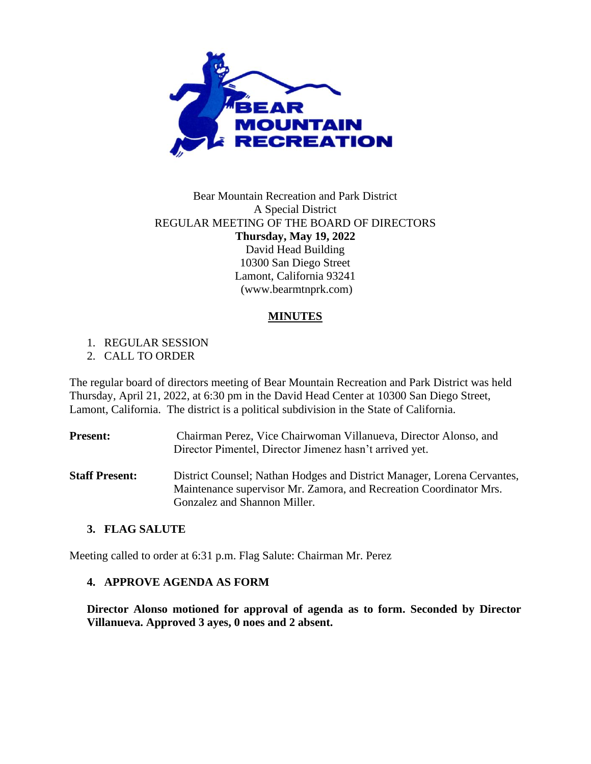Bear Mountain Recreation and Park District
A Special District
REGULAR MEETING OF THE BOARD OF DIRECTORS
**Thursday, May 19, 2022**
David Head Building
10300 San Diego Street
Lamont, California 93241
(www.bearmtnprk.com)

## MINUTES

1. REGULAR SESSION
2. CALL TO ORDER

The regular board of directors meeting of Bear Mountain Recreation and Park District was held Thursday, April 21, 2022, at 6:30 pm in the David Head Center at 10300 San Diego Street, Lamont, California. The district is a political subdivision in the State of California.

**Present:** Chairman Perez, Vice Chairwoman Villanueva, Director Alonso, and Director Pimentel, Director Jimenez hasn't arrived yet.

**Staff Present:** District Counsel; Nathan Hodges and District Manager, Lorena Cervantes, Maintenance supervisor Mr. Zamora, and Recreation Coordinator Mrs. Gonzalez and Shannon Miller.

### 3. FLAG SALUTE

Meeting called to order at 6:31 p.m. Flag Salute: Chairman Mr. Perez

### 4. APPROVE AGENDA AS FORM

**Director Alonso motioned for approval of agenda as to form. Seconded by Director Villanueva. Approved 3 ayes, 0 noes and 2 absent.**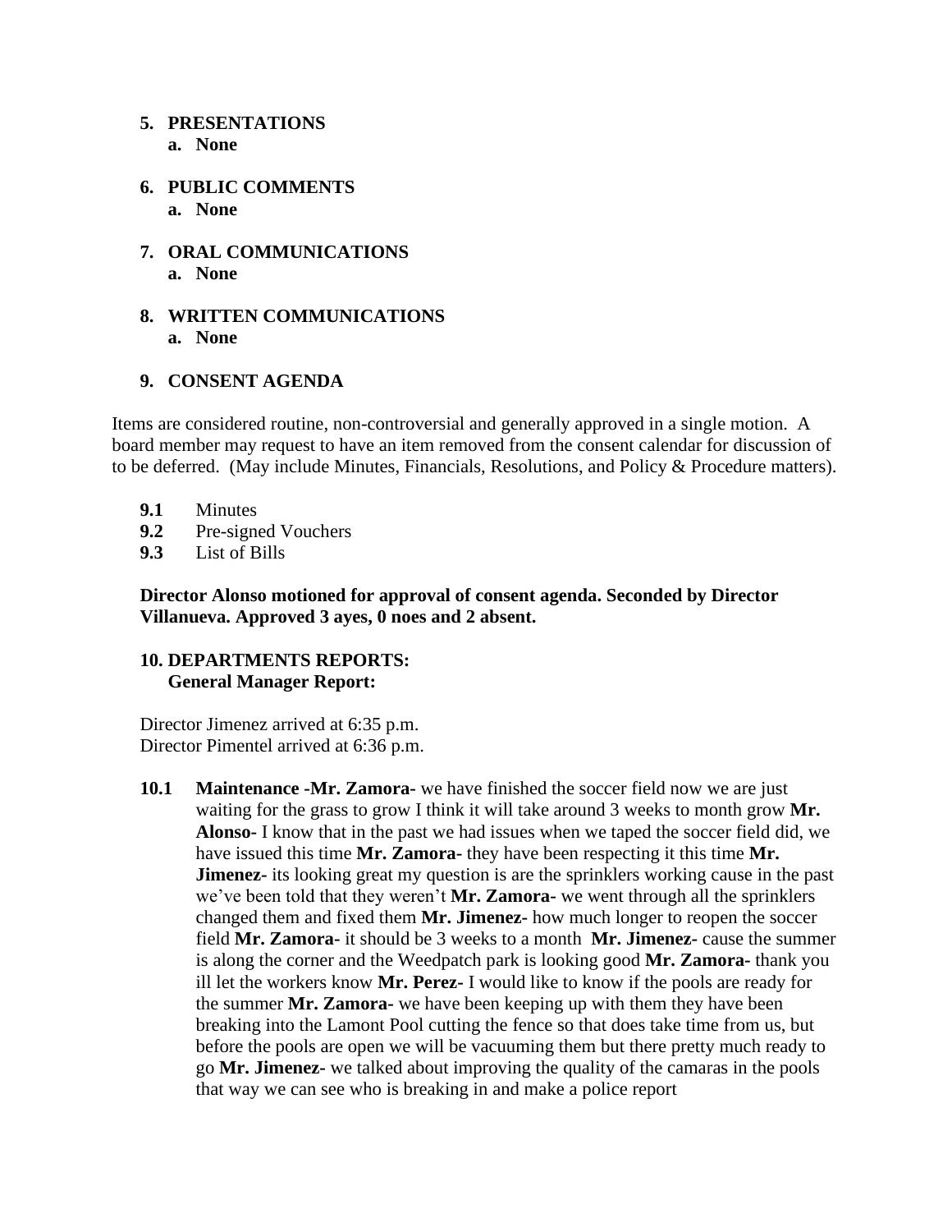5. **PRESENTATIONS**
   a. **None**

6. **PUBLIC COMMENTS**
   a. **None**

7. **ORAL COMMUNICATIONS**
   a. **None**

8. **WRITTEN COMMUNICATIONS**
   a. **None**

9. **CONSENT AGENDA**

Items are considered routine, non-controversial and generally approved in a single motion. A board member may request to have an item removed from the consent calendar for discussion of to be deferred. (May include Minutes, Financials, Resolutions, and Policy & Procedure matters).

**9.1** Minutes
**9.2** Pre-signed Vouchers
**9.3** List of Bills

**Director Alonso motioned for approval of consent agenda. Seconded by Director Villanueva. Approved 3 ayes, 0 noes and 2 absent.**

**10. DEPARTMENTS REPORTS:**
**General Manager Report:**

Director Jimenez arrived at 6:35 p.m.
Director Pimentel arrived at 6:36 p.m.

**10.1** **Maintenance -Mr. Zamora-** we have finished the soccer field now we are just waiting for the grass to grow I think it will take around 3 weeks to month grow **Mr. Alonso-** I know that in the past we had issues when we taped the soccer field did, we have issued this time **Mr. Zamora-** they have been respecting it this time **Mr. Jimenez-** its looking great my question is are the sprinklers working cause in the past we've been told that they weren't **Mr. Zamora-** we went through all the sprinklers changed them and fixed them **Mr. Jimenez-** how much longer to reopen the soccer field **Mr. Zamora-** it should be 3 weeks to a month **Mr. Jimenez-** cause the summer is along the corner and the Weedpatch park is looking good **Mr. Zamora-** thank you ill let the workers know **Mr. Perez-** I would like to know if the pools are ready for the summer **Mr. Zamora-** we have been keeping up with them they have been breaking into the Lamont Pool cutting the fence so that does take time from us, but before the pools are open we will be vacuuming them but there pretty much ready to go **Mr. Jimenez-** we talked about improving the quality of the camaras in the pools that way we can see who is breaking in and make a police report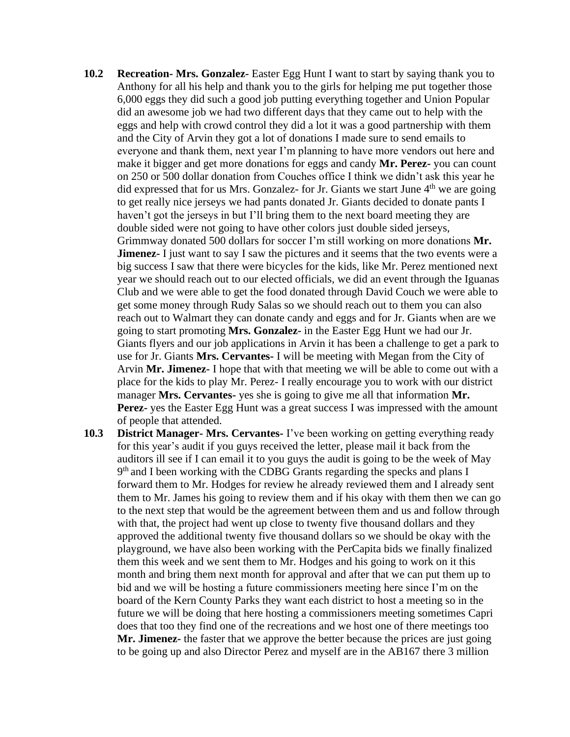**10.2 Recreation- Mrs. Gonzalez-** Easter Egg Hunt I want to start by saying thank you to Anthony for all his help and thank you to the girls for helping me put together those 6,000 eggs they did such a good job putting everything together and Union Popular did an awesome job we had two different days that they came out to help with the eggs and help with crowd control they did a lot it was a good partnership with them and the City of Arvin they got a lot of donations I made sure to send emails to everyone and thank them, next year I'm planning to have more vendors out here and make it bigger and get more donations for eggs and candy **Mr. Perez-** you can count on 250 or 500 dollar donation from Couches office I think we didn't ask this year he did expressed that for us Mrs. Gonzalez- for Jr. Giants we start June 4th we are going to get really nice jerseys we had pants donated Jr. Giants decided to donate pants I haven't got the jerseys in but I'll bring them to the next board meeting they are double sided were not going to have other colors just double sided jerseys, Grimmway donated 500 dollars for soccer I'm still working on more donations **Mr. Jimenez-** I just want to say I saw the pictures and it seems that the two events were a big success I saw that there were bicycles for the kids, like Mr. Perez mentioned next year we should reach out to our elected officials, we did an event through the Iguanas Club and we were able to get the food donated through David Couch we were able to get some money through Rudy Salas so we should reach out to them you can also reach out to Walmart they can donate candy and eggs and for Jr. Giants when are we going to start promoting **Mrs. Gonzalez-** in the Easter Egg Hunt we had our Jr. Giants flyers and our job applications in Arvin it has been a challenge to get a park to use for Jr. Giants **Mrs. Cervantes-** I will be meeting with Megan from the City of Arvin **Mr. Jimenez-** I hope that with that meeting we will be able to come out with a place for the kids to play Mr. Perez- I really encourage you to work with our district manager **Mrs. Cervantes-** yes she is going to give me all that information **Mr. Perez-** yes the Easter Egg Hunt was a great success I was impressed with the amount of people that attended.

**10.3 District Manager- Mrs. Cervantes-** I've been working on getting everything ready for this year's audit if you guys received the letter, please mail it back from the auditors ill see if I can email it to you guys the audit is going to be the week of May 9th and I been working with the CDBG Grants regarding the specks and plans I forward them to Mr. Hodges for review he already reviewed them and I already sent them to Mr. James his going to review them and if his okay with them then we can go to the next step that would be the agreement between them and us and follow through with that, the project had went up close to twenty five thousand dollars and they approved the additional twenty five thousand dollars so we should be okay with the playground, we have also been working with the PerCapita bids we finally finalized them this week and we sent them to Mr. Hodges and his going to work on it this month and bring them next month for approval and after that we can put them up to bid and we will be hosting a future commissioners meeting here since I'm on the board of the Kern County Parks they want each district to host a meeting so in the future we will be doing that here hosting a commissioners meeting sometimes Capri does that too they find one of the recreations and we host one of there meetings too **Mr. Jimenez-** the faster that we approve the better because the prices are just going to be going up and also Director Perez and myself are in the AB167 there 3 million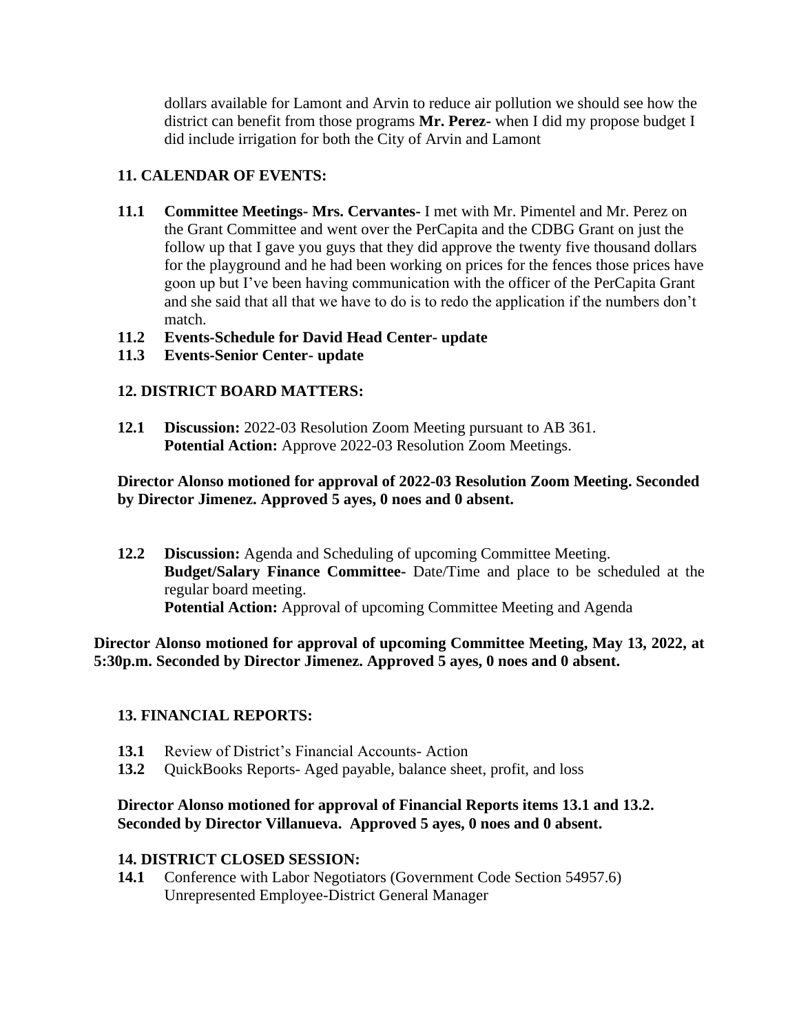dollars available for Lamont and Arvin to reduce air pollution we should see how the district can benefit from those programs **Mr. Perez-** when I did my propose budget I did include irrigation for both the City of Arvin and Lamont

**11. CALENDAR OF EVENTS:**

**11.1 Committee Meetings- Mrs. Cervantes-** I met with Mr. Pimentel and Mr. Perez on the Grant Committee and went over the PerCapita and the CDBG Grant on just the follow up that I gave you guys that they did approve the twenty five thousand dollars for the playground and he had been working on prices for the fences those prices have goon up but I've been having communication with the officer of the PerCapita Grant and she said that all that we have to do is to redo the application if the numbers don't match.

**11.2 Events-Schedule for David Head Center- update**

**11.3 Events-Senior Center- update**

**12. DISTRICT BOARD MATTERS:**

**12.1 Discussion:** 2022-03 Resolution Zoom Meeting pursuant to AB 361.
**Potential Action:** Approve 2022-03 Resolution Zoom Meetings.

**Director Alonso motioned for approval of 2022-03 Resolution Zoom Meeting. Seconded by Director Jimenez. Approved 5 ayes, 0 noes and 0 absent.**

**12.2 Discussion:** Agenda and Scheduling of upcoming Committee Meeting.
**Budget/Salary Finance Committee-** Date/Time and place to be scheduled at the regular board meeting.
**Potential Action:** Approval of upcoming Committee Meeting and Agenda

**Director Alonso motioned for approval of upcoming Committee Meeting, May 13, 2022, at 5:30p.m. Seconded by Director Jimenez. Approved 5 ayes, 0 noes and 0 absent.**

**13. FINANCIAL REPORTS:**

**13.1** Review of District's Financial Accounts- Action
**13.2** QuickBooks Reports- Aged payable, balance sheet, profit, and loss

**Director Alonso motioned for approval of Financial Reports items 13.1 and 13.2. Seconded by Director Villanueva. Approved 5 ayes, 0 noes and 0 absent.**

**14. DISTRICT CLOSED SESSION:**

**14.1** Conference with Labor Negotiators (Government Code Section 54957.6)
Unrepresented Employee-District General Manager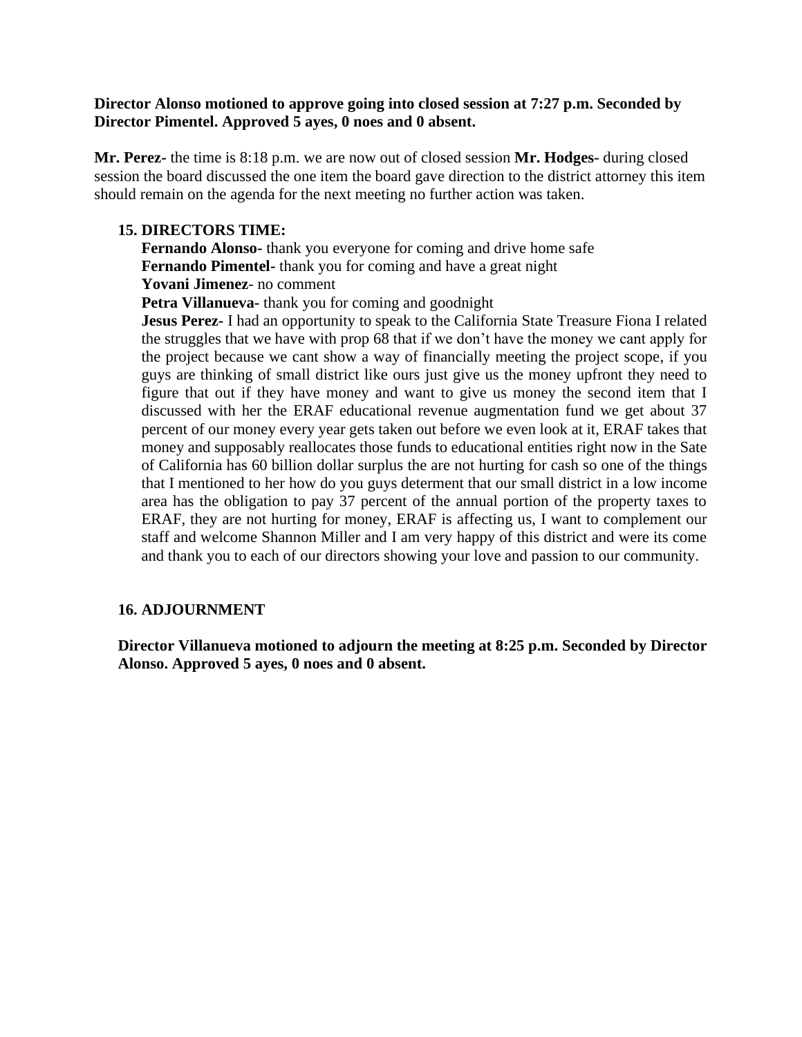**Director Alonso motioned to approve going into closed session at 7:27 p.m. Seconded by Director Pimentel. Approved 5 ayes, 0 noes and 0 absent.**

**Mr. Perez-** the time is 8:18 p.m. we are now out of closed session **Mr. Hodges-** during closed session the board discussed the one item the board gave direction to the district attorney this item should remain on the agenda for the next meeting no further action was taken.

**15. DIRECTORS TIME:**

**Fernando Alonso-** thank you everyone for coming and drive home safe
**Fernando Pimentel-** thank you for coming and have a great night
**Yovani Jimenez**- no comment
**Petra Villanueva-** thank you for coming and goodnight
**Jesus Perez-** I had an opportunity to speak to the California State Treasure Fiona I related the struggles that we have with prop 68 that if we don't have the money we cant apply for the project because we cant show a way of financially meeting the project scope, if you guys are thinking of small district like ours just give us the money upfront they need to figure that out if they have money and want to give us money the second item that I discussed with her the ERAF educational revenue augmentation fund we get about 37 percent of our money every year gets taken out before we even look at it, ERAF takes that money and supposably reallocates those funds to educational entities right now in the Sate of California has 60 billion dollar surplus the are not hurting for cash so one of the things that I mentioned to her how do you guys determent that our small district in a low income area has the obligation to pay 37 percent of the annual portion of the property taxes to ERAF, they are not hurting for money, ERAF is affecting us, I want to complement our staff and welcome Shannon Miller and I am very happy of this district and were its come and thank you to each of our directors showing your love and passion to our community.

**16. ADJOURNMENT**

**Director Villanueva motioned to adjourn the meeting at 8:25 p.m. Seconded by Director Alonso. Approved 5 ayes, 0 noes and 0 absent.**